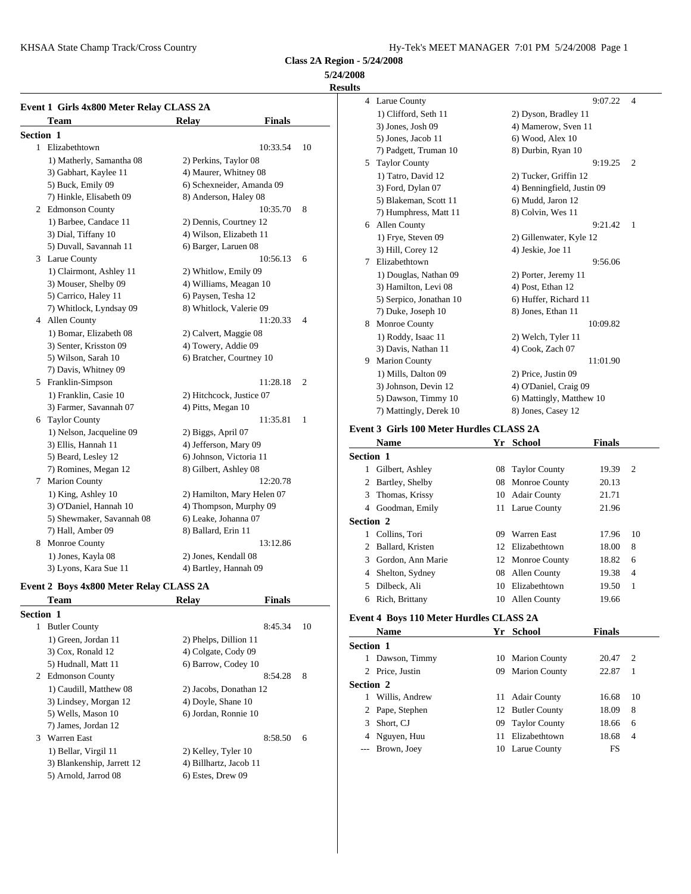**Class 2A Region - 5/24/2008**

**5/24/2008**

**Results**

### Event 1 Girls 4x800 Meter Relay CLASS 2A

| | Team | Relay | Finals | |
|---|---|---|---|---|
| **Section 1** | | | | |
| 1 | Elizabethtown | | 10:33.54 | 10 |
| | 1) Matherly, Samantha 08 | 2) Perkins, Taylor 08 | | |
| | 3) Gabhart, Kaylee 11 | 4) Maurer, Whitney 08 | | |
| | 5) Buck, Emily 09 | 6) Schexneider, Amanda 09 | | |
| | 7) Hinkle, Elisabeth 09 | 8) Anderson, Haley 08 | | |
| 2 | Edmonson County | | 10:35.70 | 8 |
| | 1) Barbee, Candace 11 | 2) Dennis, Courtney 12 | | |
| | 3) Dial, Tiffany 10 | 4) Wilson, Elizabeth 11 | | |
| | 5) Duvall, Savannah 11 | 6) Barger, Laruen 08 | | |
| 3 | Larue County | | 10:56.13 | 6 |
| | 1) Clairmont, Ashley 11 | 2) Whitlow, Emily 09 | | |
| | 3) Mouser, Shelby 09 | 4) Williams, Meagan 10 | | |
| | 5) Carrico, Haley 11 | 6) Paysen, Tesha 12 | | |
| | 7) Whitlock, Lyndsay 09 | 8) Whitlock, Valerie 09 | | |
| 4 | Allen County | | 11:20.33 | 4 |
| | 1) Bomar, Elizabeth 08 | 2) Calvert, Maggie 08 | | |
| | 3) Senter, Krisston 09 | 4) Towery, Addie 09 | | |
| | 5) Wilson, Sarah 10 | 6) Bratcher, Courtney 10 | | |
| | 7) Davis, Whitney 09 | | | |
| 5 | Franklin-Simpson | | 11:28.18 | 2 |
| | 1) Franklin, Casie 10 | 2) Hitchcock, Justice 07 | | |
| | 3) Farmer, Savannah 07 | 4) Pitts, Megan 10 | | |
| 6 | Taylor County | | 11:35.81 | 1 |
| | 1) Nelson, Jacqueline 09 | 2) Biggs, April 07 | | |
| | 3) Ellis, Hannah 11 | 4) Jefferson, Mary 09 | | |
| | 5) Beard, Lesley 12 | 6) Johnson, Victoria 11 | | |
| | 7) Romines, Megan 12 | 8) Gilbert, Ashley 08 | | |
| 7 | Marion County | | 12:20.78 | |
| | 1) King, Ashley 10 | 2) Hamilton, Mary Helen 07 | | |
| | 3) O'Daniel, Hannah 10 | 4) Thompson, Murphy 09 | | |
| | 5) Shewmaker, Savannah 08 | 6) Leake, Johanna 07 | | |
| | 7) Hall, Amber 09 | 8) Ballard, Erin 11 | | |
| 8 | Monroe County | | 13:12.86 | |
| | 1) Jones, Kayla 08 | 2) Jones, Kendall 08 | | |
| | 3) Lyons, Kara Sue 11 | 4) Bartley, Hannah 09 | | |

### Event 2 Boys 4x800 Meter Relay CLASS 2A

| | Team | Relay | Finals | |
|---|---|---|---|---|
| **Section 1** | | | | |
| 1 | Butler County | | 8:45.34 | 10 |
| | 1) Green, Jordan 11 | 2) Phelps, Dillion 11 | | |
| | 3) Cox, Ronald 12 | 4) Colgate, Cody 09 | | |
| | 5) Hudnall, Matt 11 | 6) Barrow, Codey 10 | | |
| 2 | Edmonson County | | 8:54.28 | 8 |
| | 1) Caudill, Matthew 08 | 2) Jacobs, Donathan 12 | | |
| | 3) Lindsey, Morgan 12 | 4) Doyle, Shane 10 | | |
| | 5) Wells, Mason 10 | 6) Jordan, Ronnie 10 | | |
| | 7) James, Jordan 12 | | | |
| 3 | Warren East | | 8:58.50 | 6 |
| | 1) Bellar, Virgil 11 | 2) Kelley, Tyler 10 | | |
| | 3) Blankenship, Jarrett 12 | 4) Billhartz, Jacob 11 | | |
| | 5) Arnold, Jarrod 08 | 6) Estes, Drew 09 | | |
| 4 | Larue County | | 9:07.22 | 4 |
| | 1) Clifford, Seth 11 | 2) Dyson, Bradley 11 | | |
| | 3) Jones, Josh 09 | 4) Mamerow, Sven 11 | | |
| | 5) Jones, Jacob 11 | 6) Wood, Alex 10 | | |
| | 7) Padgett, Truman 10 | 8) Durbin, Ryan 10 | | |
| 5 | Taylor County | | 9:19.25 | 2 |
| | 1) Tatro, David 12 | 2) Tucker, Griffin 12 | | |
| | 3) Ford, Dylan 07 | 4) Benningfield, Justin 09 | | |
| | 5) Blakeman, Scott 11 | 6) Mudd, Jaron 12 | | |
| | 7) Humphress, Matt 11 | 8) Colvin, Wes 11 | | |
| 6 | Allen County | | 9:21.42 | 1 |
| | 1) Frye, Steven 09 | 2) Gillenwater, Kyle 12 | | |
| | 3) Hill, Corey 12 | 4) Jeskie, Joe 11 | | |
| 7 | Elizabethtown | | 9:56.06 | |
| | 1) Douglas, Nathan 09 | 2) Porter, Jeremy 11 | | |
| | 3) Hamilton, Levi 08 | 4) Post, Ethan 12 | | |
| | 5) Serpico, Jonathan 10 | 6) Huffer, Richard 11 | | |
| | 7) Duke, Joseph 10 | 8) Jones, Ethan 11 | | |
| 8 | Monroe County | | 10:09.82 | |
| | 1) Roddy, Isaac 11 | 2) Welch, Tyler 11 | | |
| | 3) Davis, Nathan 11 | 4) Cook, Zach 07 | | |
| 9 | Marion County | | 11:01.90 | |
| | 1) Mills, Dalton 09 | 2) Price, Justin 09 | | |
| | 3) Johnson, Devin 12 | 4) O'Daniel, Craig 09 | | |
| | 5) Dawson, Timmy 10 | 6) Mattingly, Matthew 10 | | |
| | 7) Mattingly, Derek 10 | 8) Jones, Casey 12 | | |

### Event 3 Girls 100 Meter Hurdles CLASS 2A

| | Name | Yr | School | Finals | |
|---|---|---|---|---|---|
| **Section 1** | | | | | |
| 1 | Gilbert, Ashley | 08 | Taylor County | 19.39 | 2 |
| 2 | Bartley, Shelby | 08 | Monroe County | 20.13 | |
| 3 | Thomas, Krissy | 10 | Adair County | 21.71 | |
| 4 | Goodman, Emily | 11 | Larue County | 21.96 | |
| **Section 2** | | | | | |
| 1 | Collins, Tori | 09 | Warren East | 17.96 | 10 |
| 2 | Ballard, Kristen | 12 | Elizabethtown | 18.00 | 8 |
| 3 | Gordon, Ann Marie | 12 | Monroe County | 18.82 | 6 |
| 4 | Shelton, Sydney | 08 | Allen County | 19.38 | 4 |
| 5 | Dilbeck, Ali | 10 | Elizabethtown | 19.50 | 1 |
| 6 | Rich, Brittany | 10 | Allen County | 19.66 | |

### Event 4 Boys 110 Meter Hurdles CLASS 2A

| | Name | Yr | School | Finals | |
|---|---|---|---|---|---|
| **Section 1** | | | | | |
| 1 | Dawson, Timmy | 10 | Marion County | 20.47 | 2 |
| 2 | Price, Justin | 09 | Marion County | 22.87 | 1 |
| **Section 2** | | | | | |
| 1 | Willis, Andrew | 11 | Adair County | 16.68 | 10 |
| 2 | Pape, Stephen | 12 | Butler County | 18.09 | 8 |
| 3 | Short, CJ | 09 | Taylor County | 18.66 | 6 |
| 4 | Nguyen, Huu | 11 | Elizabethtown | 18.68 | 4 |
| --- | Brown, Joey | 10 | Larue County | FS | |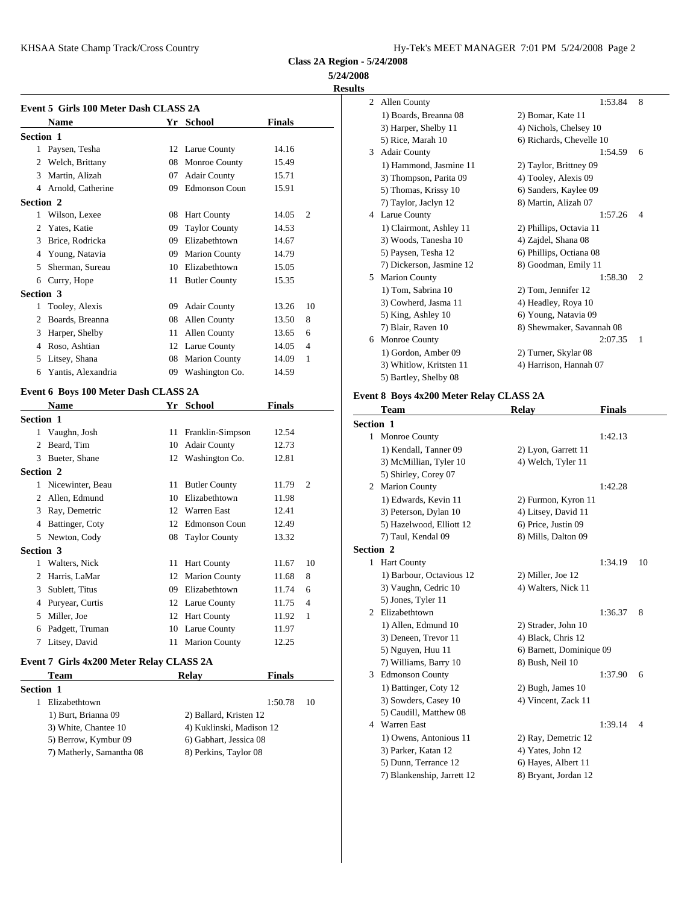**Class 2A Region - 5/24/2008**

**5/24/2008**

**Results**

### Event 5 Girls 100 Meter Dash CLASS 2A

| | Name | Yr | School | Finals | |
|---|---|---|---|---|---|
| **Section 1** | | | | | |
| 1 | Paysen, Tesha | 12 | Larue County | 14.16 | |
| 2 | Welch, Brittany | 08 | Monroe County | 15.49 | |
| 3 | Martin, Alizah | 07 | Adair County | 15.71 | |
| 4 | Arnold, Catherine | 09 | Edmonson Coun | 15.91 | |
| **Section 2** | | | | | |
| 1 | Wilson, Lexee | 08 | Hart County | 14.05 | 2 |
| 2 | Yates, Katie | 09 | Taylor County | 14.53 | |
| 3 | Brice, Rodricka | 09 | Elizabethtown | 14.67 | |
| 4 | Young, Natavia | 09 | Marion County | 14.79 | |
| 5 | Sherman, Sureau | 10 | Elizabethtown | 15.05 | |
| 6 | Curry, Hope | 11 | Butler County | 15.35 | |
| **Section 3** | | | | | |
| 1 | Tooley, Alexis | 09 | Adair County | 13.26 | 10 |
| 2 | Boards, Breanna | 08 | Allen County | 13.50 | 8 |
| 3 | Harper, Shelby | 11 | Allen County | 13.65 | 6 |
| 4 | Roso, Ashtian | 12 | Larue County | 14.05 | 4 |
| 5 | Litsey, Shana | 08 | Marion County | 14.09 | 1 |
| 6 | Yantis, Alexandria | 09 | Washington Co. | 14.59 | |

### Event 6 Boys 100 Meter Dash CLASS 2A

| | Name | Yr | School | Finals | |
|---|---|---|---|---|---|
| **Section 1** | | | | | |
| 1 | Vaughn, Josh | 11 | Franklin-Simpson | 12.54 | |
| 2 | Beard, Tim | 10 | Adair County | 12.73 | |
| 3 | Bueter, Shane | 12 | Washington Co. | 12.81 | |
| **Section 2** | | | | | |
| 1 | Nicewinter, Beau | 11 | Butler County | 11.79 | 2 |
| 2 | Allen, Edmund | 10 | Elizabethtown | 11.98 | |
| 3 | Ray, Demetric | 12 | Warren East | 12.41 | |
| 4 | Battinger, Coty | 12 | Edmonson Coun | 12.49 | |
| 5 | Newton, Cody | 08 | Taylor County | 13.32 | |
| **Section 3** | | | | | |
| 1 | Walters, Nick | 11 | Hart County | 11.67 | 10 |
| 2 | Harris, LaMar | 12 | Marion County | 11.68 | 8 |
| 3 | Sublett, Titus | 09 | Elizabethtown | 11.74 | 6 |
| 4 | Puryear, Curtis | 12 | Larue County | 11.75 | 4 |
| 5 | Miller, Joe | 12 | Hart County | 11.92 | 1 |
| 6 | Padgett, Truman | 10 | Larue County | 11.97 | |
| 7 | Litsey, David | 11 | Marion County | 12.25 | |

### Event 7 Girls 4x200 Meter Relay CLASS 2A

| | Team | Relay | Finals | |
|---|---|---|---|---|
| **Section 1** | | | | |
| 1 | Elizabethtown | | 1:50.78 | 10 |
| | 1) Burt, Brianna 09 | 2) Ballard, Kristen 12 | | |
| | 3) White, Chantee 10 | 4) Kuklinski, Madison 12 | | |
| | 5) Berrow, Kymbur 09 | 6) Gabhart, Jessica 08 | | |
| | 7) Matherly, Samantha 08 | 8) Perkins, Taylor 08 | | |
| 2 | Allen County | | 1:53.84 | 8 |
| | 1) Boards, Breanna 08 | 2) Bomar, Kate 11 | | |
| | 3) Harper, Shelby 11 | 4) Nichols, Chelsey 10 | | |
| | 5) Rice, Marah 10 | 6) Richards, Chevelle 10 | | |
| 3 | Adair County | | 1:54.59 | 6 |
| | 1) Hammond, Jasmine 11 | 2) Taylor, Brittney 09 | | |
| | 3) Thompson, Parita 09 | 4) Tooley, Alexis 09 | | |
| | 5) Thomas, Krissy 10 | 6) Sanders, Kaylee 09 | | |
| | 7) Taylor, Jaclyn 12 | 8) Martin, Alizah 07 | | |
| 4 | Larue County | | 1:57.26 | 4 |
| | 1) Clairmont, Ashley 11 | 2) Phillips, Octavia 11 | | |
| | 3) Woods, Tanesha 10 | 4) Zajdel, Shana 08 | | |
| | 5) Paysen, Tesha 12 | 6) Phillips, Octiana 08 | | |
| | 7) Dickerson, Jasmine 12 | 8) Goodman, Emily 11 | | |
| 5 | Marion County | | 1:58.30 | 2 |
| | 1) Tom, Sabrina 10 | 2) Tom, Jennifer 12 | | |
| | 3) Cowherd, Jasma 11 | 4) Headley, Roya 10 | | |
| | 5) King, Ashley 10 | 6) Young, Natavia 09 | | |
| | 7) Blair, Raven 10 | 8) Shewmaker, Savannah 08 | | |
| 6 | Monroe County | | 2:07.35 | 1 |
| | 1) Gordon, Amber 09 | 2) Turner, Skylar 08 | | |
| | 3) Whitlow, Kritsten 11 | 4) Harrison, Hannah 07 | | |
| | 5) Bartley, Shelby 08 | | | |

### Event 8 Boys 4x200 Meter Relay CLASS 2A

| | Team | Relay | Finals | |
|---|---|---|---|---|
| **Section 1** | | | | |
| 1 | Monroe County | | 1:42.13 | |
| | 1) Kendall, Tanner 09 | 2) Lyon, Garrett 11 | | |
| | 3) McMillian, Tyler 10 | 4) Welch, Tyler 11 | | |
| | 5) Shirley, Corey 07 | | | |
| 2 | Marion County | | 1:42.28 | |
| | 1) Edwards, Kevin 11 | 2) Furmon, Kyron 11 | | |
| | 3) Peterson, Dylan 10 | 4) Litsey, David 11 | | |
| | 5) Hazelwood, Elliott 12 | 6) Price, Justin 09 | | |
| | 7) Taul, Kendal 09 | 8) Mills, Dalton 09 | | |
| **Section 2** | | | | |
| 1 | Hart County | | 1:34.19 | 10 |
| | 1) Barbour, Octavious 12 | 2) Miller, Joe 12 | | |
| | 3) Vaughn, Cedric 10 | 4) Walters, Nick 11 | | |
| | 5) Jones, Tyler 11 | | | |
| 2 | Elizabethtown | | 1:36.37 | 8 |
| | 1) Allen, Edmund 10 | 2) Strader, John 10 | | |
| | 3) Deneen, Trevor 11 | 4) Black, Chris 12 | | |
| | 5) Nguyen, Huu 11 | 6) Barnett, Dominique 09 | | |
| | 7) Williams, Barry 10 | 8) Bush, Neil 10 | | |
| 3 | Edmonson County | | 1:37.90 | 6 |
| | 1) Battinger, Coty 12 | 2) Bugh, James 10 | | |
| | 3) Sowders, Casey 10 | 4) Vincent, Zack 11 | | |
| | 5) Caudill, Matthew 08 | | | |
| 4 | Warren East | | 1:39.14 | 4 |
| | 1) Owens, Antonious 11 | 2) Ray, Demetric 12 | | |
| | 3) Parker, Katan 12 | 4) Yates, John 12 | | |
| | 5) Dunn, Terrance 12 | 6) Hayes, Albert 11 | | |
| | 7) Blankenship, Jarrett 12 | 8) Bryant, Jordan 12 | | |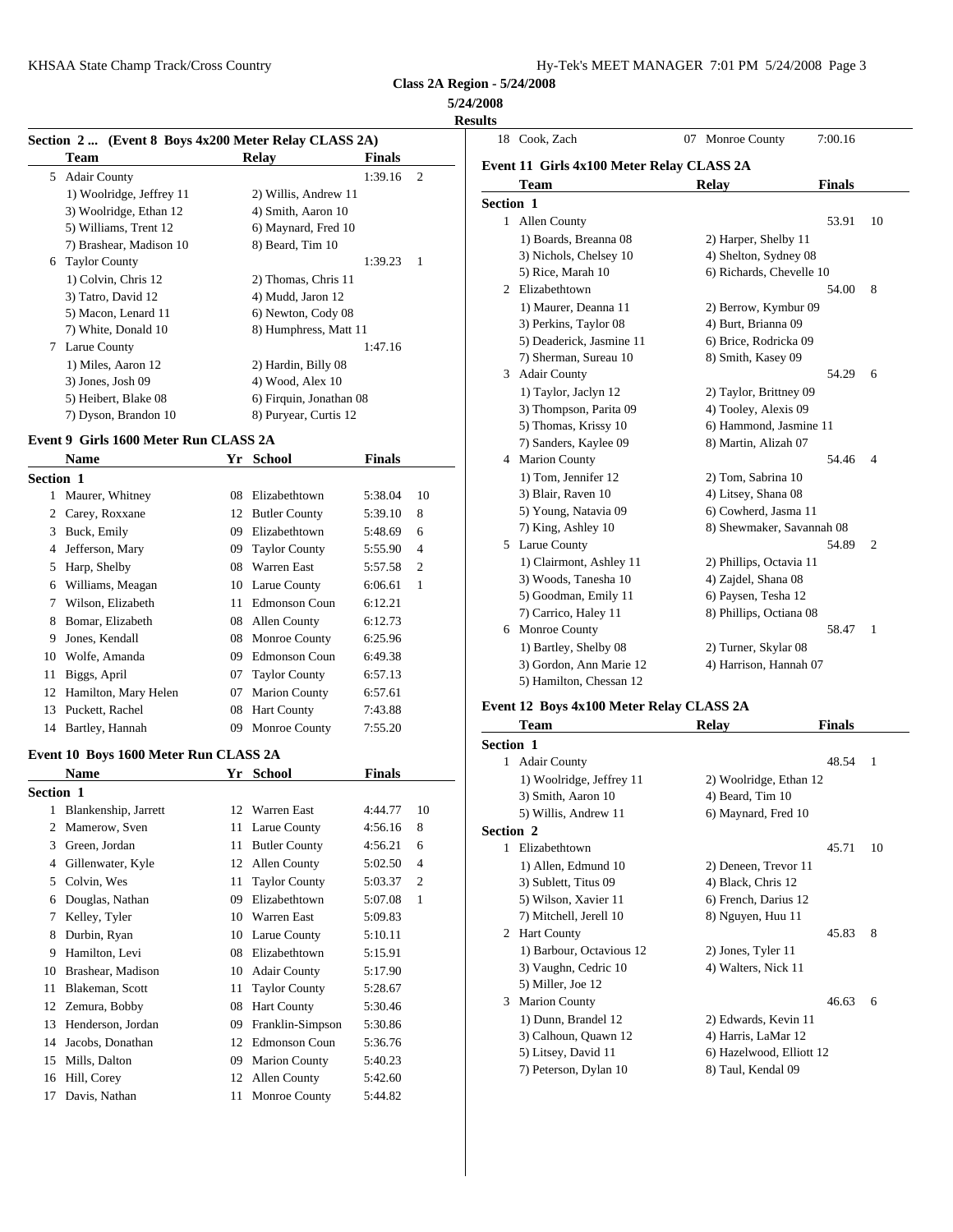**Class 2A Region - 5/24/2008**

**5/24/2008**

**Results**

### Section 2 ... (Event 8 Boys 4x200 Meter Relay CLASS 2A)

| | Team | Relay | Finals | |
|---|---|---|---|---|
| 5 | Adair County | | 1:39.16 | 2 |
| | 1) Woolridge, Jeffrey 11 | 2) Willis, Andrew 11 | | |
| | 3) Woolridge, Ethan 12 | 4) Smith, Aaron 10 | | |
| | 5) Williams, Trent 12 | 6) Maynard, Fred 10 | | |
| | 7) Brashear, Madison 10 | 8) Beard, Tim 10 | | |
| 6 | Taylor County | | 1:39.23 | 1 |
| | 1) Colvin, Chris 12 | 2) Thomas, Chris 11 | | |
| | 3) Tatro, David 12 | 4) Mudd, Jaron 12 | | |
| | 5) Macon, Lenard 11 | 6) Newton, Cody 08 | | |
| | 7) White, Donald 10 | 8) Humphress, Matt 11 | | |
| 7 | Larue County | | 1:47.16 | |
| | 1) Miles, Aaron 12 | 2) Hardin, Billy 08 | | |
| | 3) Jones, Josh 09 | 4) Wood, Alex 10 | | |
| | 5) Heibert, Blake 08 | 6) Firquin, Jonathan 08 | | |
| | 7) Dyson, Brandon 10 | 8) Puryear, Curtis 12 | | |

### Event 9 Girls 1600 Meter Run CLASS 2A

| | Name | Yr | School | Finals | |
|---|---|---|---|---|---|
| **Section 1** | | | | | |
| 1 | Maurer, Whitney | 08 | Elizabethtown | 5:38.04 | 10 |
| 2 | Carey, Roxxane | 12 | Butler County | 5:39.10 | 8 |
| 3 | Buck, Emily | 09 | Elizabethtown | 5:48.69 | 6 |
| 4 | Jefferson, Mary | 09 | Taylor County | 5:55.90 | 4 |
| 5 | Harp, Shelby | 08 | Warren East | 5:57.58 | 2 |
| 6 | Williams, Meagan | 10 | Larue County | 6:06.61 | 1 |
| 7 | Wilson, Elizabeth | 11 | Edmonson Coun | 6:12.21 | |
| 8 | Bomar, Elizabeth | 08 | Allen County | 6:12.73 | |
| 9 | Jones, Kendall | 08 | Monroe County | 6:25.96 | |
| 10 | Wolfe, Amanda | 09 | Edmonson Coun | 6:49.38 | |
| 11 | Biggs, April | 07 | Taylor County | 6:57.13 | |
| 12 | Hamilton, Mary Helen | 07 | Marion County | 6:57.61 | |
| 13 | Puckett, Rachel | 08 | Hart County | 7:43.88 | |
| 14 | Bartley, Hannah | 09 | Monroe County | 7:55.20 | |

### Event 10 Boys 1600 Meter Run CLASS 2A

| | Name | Yr | School | Finals | |
|---|---|---|---|---|---|
| **Section 1** | | | | | |
| 1 | Blankenship, Jarrett | 12 | Warren East | 4:44.77 | 10 |
| 2 | Mamerow, Sven | 11 | Larue County | 4:56.16 | 8 |
| 3 | Green, Jordan | 11 | Butler County | 4:56.21 | 6 |
| 4 | Gillenwater, Kyle | 12 | Allen County | 5:02.50 | 4 |
| 5 | Colvin, Wes | 11 | Taylor County | 5:03.37 | 2 |
| 6 | Douglas, Nathan | 09 | Elizabethtown | 5:07.08 | 1 |
| 7 | Kelley, Tyler | 10 | Warren East | 5:09.83 | |
| 8 | Durbin, Ryan | 10 | Larue County | 5:10.11 | |
| 9 | Hamilton, Levi | 08 | Elizabethtown | 5:15.91 | |
| 10 | Brashear, Madison | 10 | Adair County | 5:17.90 | |
| 11 | Blakeman, Scott | 11 | Taylor County | 5:28.67 | |
| 12 | Zemura, Bobby | 08 | Hart County | 5:30.46 | |
| 13 | Henderson, Jordan | 09 | Franklin-Simpson | 5:30.86 | |
| 14 | Jacobs, Donathan | 12 | Edmonson Coun | 5:36.76 | |
| 15 | Mills, Dalton | 09 | Marion County | 5:40.23 | |
| 16 | Hill, Corey | 12 | Allen County | 5:42.60 | |
| 17 | Davis, Nathan | 11 | Monroe County | 5:44.82 | |
| 18 | Cook, Zach | 07 | Monroe County | 7:00.16 | |

### Event 11 Girls 4x100 Meter Relay CLASS 2A

| | Team | Relay | Finals | |
|---|---|---|---|---|
| **Section 1** | | | | |
| 1 | Allen County | | 53.91 | 10 |
| | 1) Boards, Breanna 08 | 2) Harper, Shelby 11 | | |
| | 3) Nichols, Chelsey 10 | 4) Shelton, Sydney 08 | | |
| | 5) Rice, Marah 10 | 6) Richards, Chevelle 10 | | |
| 2 | Elizabethtown | | 54.00 | 8 |
| | 1) Maurer, Deanna 11 | 2) Berrow, Kymbur 09 | | |
| | 3) Perkins, Taylor 08 | 4) Burt, Brianna 09 | | |
| | 5) Deaderick, Jasmine 11 | 6) Brice, Rodricka 09 | | |
| | 7) Sherman, Sureau 10 | 8) Smith, Kasey 09 | | |
| 3 | Adair County | | 54.29 | 6 |
| | 1) Taylor, Jaclyn 12 | 2) Taylor, Brittney 09 | | |
| | 3) Thompson, Parita 09 | 4) Tooley, Alexis 09 | | |
| | 5) Thomas, Krissy 10 | 6) Hammond, Jasmine 11 | | |
| | 7) Sanders, Kaylee 09 | 8) Martin, Alizah 07 | | |
| 4 | Marion County | | 54.46 | 4 |
| | 1) Tom, Jennifer 12 | 2) Tom, Sabrina 10 | | |
| | 3) Blair, Raven 10 | 4) Litsey, Shana 08 | | |
| | 5) Young, Natavia 09 | 6) Cowherd, Jasma 11 | | |
| | 7) King, Ashley 10 | 8) Shewmaker, Savannah 08 | | |
| 5 | Larue County | | 54.89 | 2 |
| | 1) Clairmont, Ashley 11 | 2) Phillips, Octavia 11 | | |
| | 3) Woods, Tanesha 10 | 4) Zajdel, Shana 08 | | |
| | 5) Goodman, Emily 11 | 6) Paysen, Tesha 12 | | |
| | 7) Carrico, Haley 11 | 8) Phillips, Octiana 08 | | |
| 6 | Monroe County | | 58.47 | 1 |
| | 1) Bartley, Shelby 08 | 2) Turner, Skylar 08 | | |
| | 3) Gordon, Ann Marie 12 | 4) Harrison, Hannah 07 | | |
| | 5) Hamilton, Chessan 12 | | | |

### Event 12 Boys 4x100 Meter Relay CLASS 2A

| | Team | Relay | Finals | |
|---|---|---|---|---|
| **Section 1** | | | | |
| 1 | Adair County | | 48.54 | 1 |
| | 1) Woolridge, Jeffrey 11 | 2) Woolridge, Ethan 12 | | |
| | 3) Smith, Aaron 10 | 4) Beard, Tim 10 | | |
| | 5) Willis, Andrew 11 | 6) Maynard, Fred 10 | | |
| **Section 2** | | | | |
| 1 | Elizabethtown | | 45.71 | 10 |
| | 1) Allen, Edmund 10 | 2) Deneen, Trevor 11 | | |
| | 3) Sublett, Titus 09 | 4) Black, Chris 12 | | |
| | 5) Wilson, Xavier 11 | 6) French, Darius 12 | | |
| | 7) Mitchell, Jerell 10 | 8) Nguyen, Huu 11 | | |
| 2 | Hart County | | 45.83 | 8 |
| | 1) Barbour, Octavious 12 | 2) Jones, Tyler 11 | | |
| | 3) Vaughn, Cedric 10 | 4) Walters, Nick 11 | | |
| | 5) Miller, Joe 12 | | | |
| 3 | Marion County | | 46.63 | 6 |
| | 1) Dunn, Brandel 12 | 2) Edwards, Kevin 11 | | |
| | 3) Calhoun, Quawn 12 | 4) Harris, LaMar 12 | | |
| | 5) Litsey, David 11 | 6) Hazelwood, Elliott 12 | | |
| | 7) Peterson, Dylan 10 | 8) Taul, Kendal 09 | | |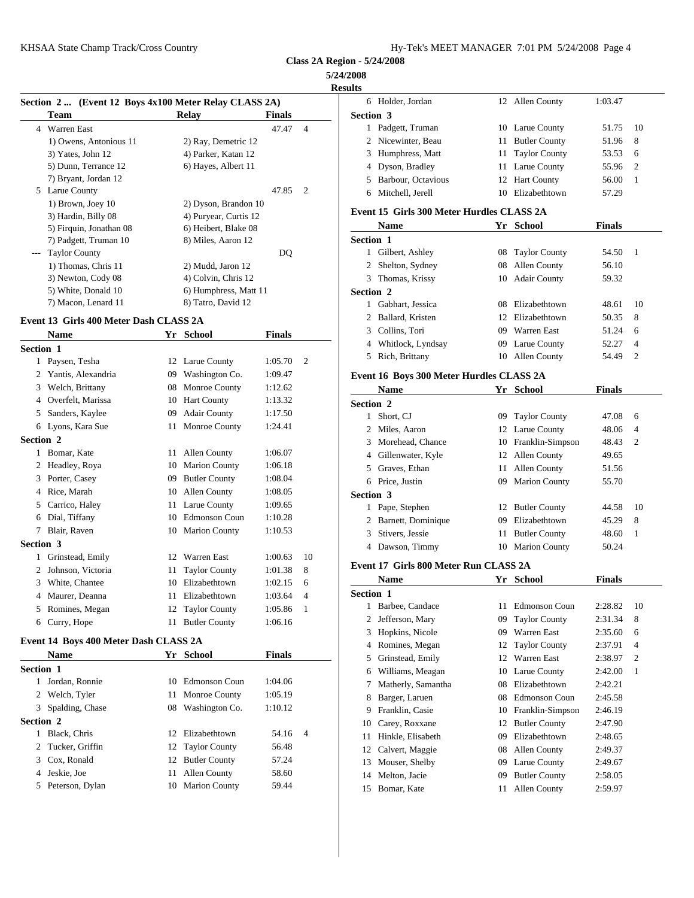**Class 2A Region - 5/24/2008**

**5/24/2008**

**Results**

### Section 2 ... (Event 12 Boys 4x100 Meter Relay CLASS 2A)

| | Team | Relay | Finals | |
|---|---|---|---|---|
| 4 | Warren East | | 47.47 | 4 |
| | 1) Owens, Antonious 11 | 2) Ray, Demetric 12 | | |
| | 3) Yates, John 12 | 4) Parker, Katan 12 | | |
| | 5) Dunn, Terrance 12 | 6) Hayes, Albert 11 | | |
| | 7) Bryant, Jordan 12 | | | |
| 5 | Larue County | | 47.85 | 2 |
| | 1) Brown, Joey 10 | 2) Dyson, Brandon 10 | | |
| | 3) Hardin, Billy 08 | 4) Puryear, Curtis 12 | | |
| | 5) Firquin, Jonathan 08 | 6) Heibert, Blake 08 | | |
| | 7) Padgett, Truman 10 | 8) Miles, Aaron 12 | | |
| --- | Taylor County | | DQ | |
| | 1) Thomas, Chris 11 | 2) Mudd, Jaron 12 | | |
| | 3) Newton, Cody 08 | 4) Colvin, Chris 12 | | |
| | 5) White, Donald 10 | 6) Humphress, Matt 11 | | |
| | 7) Macon, Lenard 11 | 8) Tatro, David 12 | | |

### Event 13 Girls 400 Meter Dash CLASS 2A

| | Name | Yr | School | Finals | |
|---|---|---|---|---|---|
| **Section 1** | | | | | |
| 1 | Paysen, Tesha | 12 | Larue County | 1:05.70 | 2 |
| 2 | Yantis, Alexandria | 09 | Washington Co. | 1:09.47 | |
| 3 | Welch, Brittany | 08 | Monroe County | 1:12.62 | |
| 4 | Overfelt, Marissa | 10 | Hart County | 1:13.32 | |
| 5 | Sanders, Kaylee | 09 | Adair County | 1:17.50 | |
| 6 | Lyons, Kara Sue | 11 | Monroe County | 1:24.41 | |
| **Section 2** | | | | | |
| 1 | Bomar, Kate | 11 | Allen County | 1:06.07 | |
| 2 | Headley, Roya | 10 | Marion County | 1:06.18 | |
| 3 | Porter, Casey | 09 | Butler County | 1:08.04 | |
| 4 | Rice, Marah | 10 | Allen County | 1:08.05 | |
| 5 | Carrico, Haley | 11 | Larue County | 1:09.65 | |
| 6 | Dial, Tiffany | 10 | Edmonson Coun | 1:10.28 | |
| 7 | Blair, Raven | 10 | Marion County | 1:10.53 | |
| **Section 3** | | | | | |
| 1 | Grinstead, Emily | 12 | Warren East | 1:00.63 | 10 |
| 2 | Johnson, Victoria | 11 | Taylor County | 1:01.38 | 8 |
| 3 | White, Chantee | 10 | Elizabethtown | 1:02.15 | 6 |
| 4 | Maurer, Deanna | 11 | Elizabethtown | 1:03.64 | 4 |
| 5 | Romines, Megan | 12 | Taylor County | 1:05.86 | 1 |
| 6 | Curry, Hope | 11 | Butler County | 1:06.16 | |

### Event 14 Boys 400 Meter Dash CLASS 2A

| | Name | Yr | School | Finals | |
|---|---|---|---|---|---|
| **Section 1** | | | | | |
| 1 | Jordan, Ronnie | 10 | Edmonson Coun | 1:04.06 | |
| 2 | Welch, Tyler | 11 | Monroe County | 1:05.19 | |
| 3 | Spalding, Chase | 08 | Washington Co. | 1:10.12 | |
| **Section 2** | | | | | |
| 1 | Black, Chris | 12 | Elizabethtown | 54.16 | 4 |
| 2 | Tucker, Griffin | 12 | Taylor County | 56.48 | |
| 3 | Cox, Ronald | 12 | Butler County | 57.24 | |
| 4 | Jeskie, Joe | 11 | Allen County | 58.60 | |
| 5 | Peterson, Dylan | 10 | Marion County | 59.44 | |
| 6 | Holder, Jordan | 12 | Allen County | 1:03.47 | |
| **Section 3** | | | | | |
| 1 | Padgett, Truman | 10 | Larue County | 51.75 | 10 |
| 2 | Nicewinter, Beau | 11 | Butler County | 51.96 | 8 |
| 3 | Humphress, Matt | 11 | Taylor County | 53.53 | 6 |
| 4 | Dyson, Bradley | 11 | Larue County | 55.96 | 2 |
| 5 | Barbour, Octavious | 12 | Hart County | 56.00 | 1 |
| 6 | Mitchell, Jerell | 10 | Elizabethtown | 57.29 | |

### Event 15 Girls 300 Meter Hurdles CLASS 2A

| | Name | Yr | School | Finals | |
|---|---|---|---|---|---|
| **Section 1** | | | | | |
| 1 | Gilbert, Ashley | 08 | Taylor County | 54.50 | 1 |
| 2 | Shelton, Sydney | 08 | Allen County | 56.10 | |
| 3 | Thomas, Krissy | 10 | Adair County | 59.32 | |
| **Section 2** | | | | | |
| 1 | Gabhart, Jessica | 08 | Elizabethtown | 48.61 | 10 |
| 2 | Ballard, Kristen | 12 | Elizabethtown | 50.35 | 8 |
| 3 | Collins, Tori | 09 | Warren East | 51.24 | 6 |
| 4 | Whitlock, Lyndsay | 09 | Larue County | 52.27 | 4 |
| 5 | Rich, Brittany | 10 | Allen County | 54.49 | 2 |

### Event 16 Boys 300 Meter Hurdles CLASS 2A

| | Name | Yr | School | Finals | |
|---|---|---|---|---|---|
| **Section 2** | | | | | |
| 1 | Short, CJ | 09 | Taylor County | 47.08 | 6 |
| 2 | Miles, Aaron | 12 | Larue County | 48.06 | 4 |
| 3 | Morehead, Chance | 10 | Franklin-Simpson | 48.43 | 2 |
| 4 | Gillenwater, Kyle | 12 | Allen County | 49.65 | |
| 5 | Graves, Ethan | 11 | Allen County | 51.56 | |
| 6 | Price, Justin | 09 | Marion County | 55.70 | |
| **Section 3** | | | | | |
| 1 | Pape, Stephen | 12 | Butler County | 44.58 | 10 |
| 2 | Barnett, Dominique | 09 | Elizabethtown | 45.29 | 8 |
| 3 | Stivers, Jessie | 11 | Butler County | 48.60 | 1 |
| 4 | Dawson, Timmy | 10 | Marion County | 50.24 | |

### Event 17 Girls 800 Meter Run CLASS 2A

| | Name | Yr | School | Finals | |
|---|---|---|---|---|---|
| **Section 1** | | | | | |
| 1 | Barbee, Candace | 11 | Edmonson Coun | 2:28.82 | 10 |
| 2 | Jefferson, Mary | 09 | Taylor County | 2:31.34 | 8 |
| 3 | Hopkins, Nicole | 09 | Warren East | 2:35.60 | 6 |
| 4 | Romines, Megan | 12 | Taylor County | 2:37.91 | 4 |
| 5 | Grinstead, Emily | 12 | Warren East | 2:38.97 | 2 |
| 6 | Williams, Meagan | 10 | Larue County | 2:42.00 | 1 |
| 7 | Matherly, Samantha | 08 | Elizabethtown | 2:42.21 | |
| 8 | Barger, Laruen | 08 | Edmonson Coun | 2:45.58 | |
| 9 | Franklin, Casie | 10 | Franklin-Simpson | 2:46.19 | |
| 10 | Carey, Roxxane | 12 | Butler County | 2:47.90 | |
| 11 | Hinkle, Elisabeth | 09 | Elizabethtown | 2:48.65 | |
| 12 | Calvert, Maggie | 08 | Allen County | 2:49.37 | |
| 13 | Mouser, Shelby | 09 | Larue County | 2:49.67 | |
| 14 | Melton, Jacie | 09 | Butler County | 2:58.05 | |
| 15 | Bomar, Kate | 11 | Allen County | 2:59.97 | |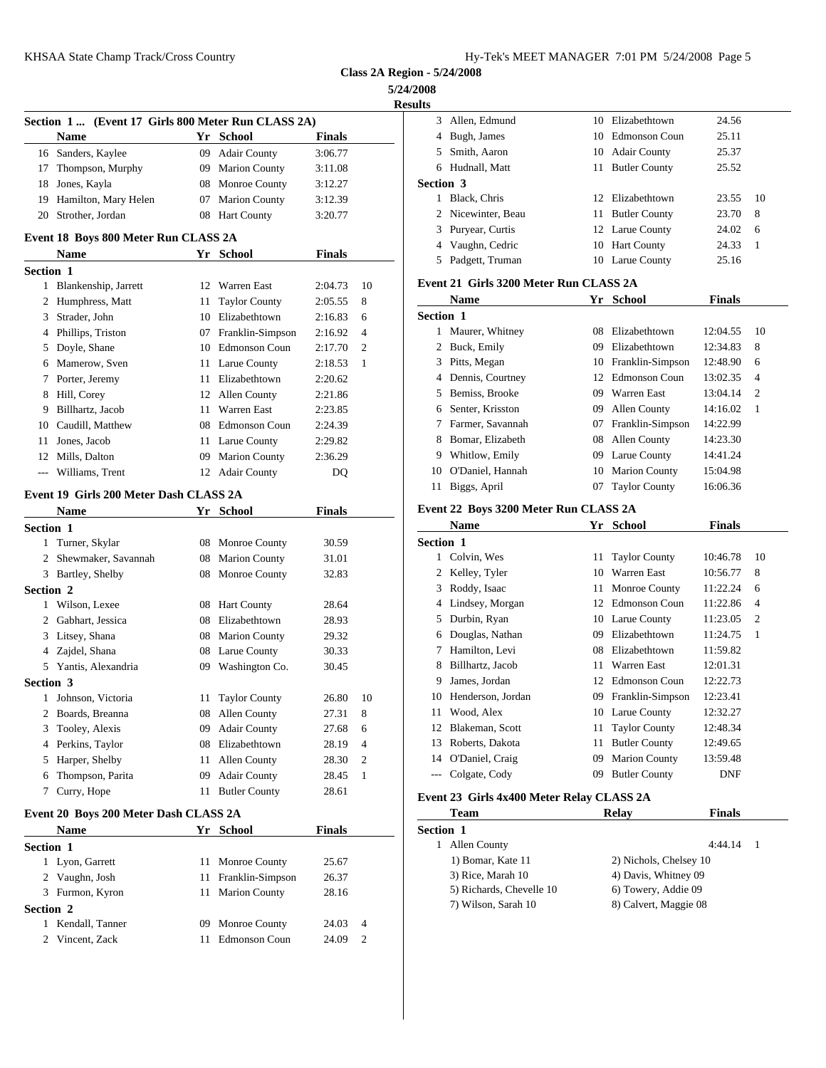Class 2A Region - 5/24/2008

5/24/2008

Results

### Section 1 ... (Event 17 Girls 800 Meter Run CLASS 2A)

| | Name | Yr | School | Finals | |
|---|---|---|---|---|---|
| 16 | Sanders, Kaylee | 09 | Adair County | 3:06.77 | |
| 17 | Thompson, Murphy | 09 | Marion County | 3:11.08 | |
| 18 | Jones, Kayla | 08 | Monroe County | 3:12.27 | |
| 19 | Hamilton, Mary Helen | 07 | Marion County | 3:12.39 | |
| 20 | Strother, Jordan | 08 | Hart County | 3:20.77 | |

### Event 18 Boys 800 Meter Run CLASS 2A

| | Name | Yr | School | Finals | |
|---|---|---|---|---|---|
| **Section 1** | | | | | |
| 1 | Blankenship, Jarrett | 12 | Warren East | 2:04.73 | 10 |
| 2 | Humphress, Matt | 11 | Taylor County | 2:05.55 | 8 |
| 3 | Strader, John | 10 | Elizabethtown | 2:16.83 | 6 |
| 4 | Phillips, Triston | 07 | Franklin-Simpson | 2:16.92 | 4 |
| 5 | Doyle, Shane | 10 | Edmonson Coun | 2:17.70 | 2 |
| 6 | Mamerow, Sven | 11 | Larue County | 2:18.53 | 1 |
| 7 | Porter, Jeremy | 11 | Elizabethtown | 2:20.62 | |
| 8 | Hill, Corey | 12 | Allen County | 2:21.86 | |
| 9 | Billhartz, Jacob | 11 | Warren East | 2:23.85 | |
| 10 | Caudill, Matthew | 08 | Edmonson Coun | 2:24.39 | |
| 11 | Jones, Jacob | 11 | Larue County | 2:29.82 | |
| 12 | Mills, Dalton | 09 | Marion County | 2:36.29 | |
| --- | Williams, Trent | 12 | Adair County | DQ | |

### Event 19 Girls 200 Meter Dash CLASS 2A

| | Name | Yr | School | Finals | |
|---|---|---|---|---|---|
| **Section 1** | | | | | |
| 1 | Turner, Skylar | 08 | Monroe County | 30.59 | |
| 2 | Shewmaker, Savannah | 08 | Marion County | 31.01 | |
| 3 | Bartley, Shelby | 08 | Monroe County | 32.83 | |
| **Section 2** | | | | | |
| 1 | Wilson, Lexee | 08 | Hart County | 28.64 | |
| 2 | Gabhart, Jessica | 08 | Elizabethtown | 28.93 | |
| 3 | Litsey, Shana | 08 | Marion County | 29.32 | |
| 4 | Zajdel, Shana | 08 | Larue County | 30.33 | |
| 5 | Yantis, Alexandria | 09 | Washington Co. | 30.45 | |
| **Section 3** | | | | | |
| 1 | Johnson, Victoria | 11 | Taylor County | 26.80 | 10 |
| 2 | Boards, Breanna | 08 | Allen County | 27.31 | 8 |
| 3 | Tooley, Alexis | 09 | Adair County | 27.68 | 6 |
| 4 | Perkins, Taylor | 08 | Elizabethtown | 28.19 | 4 |
| 5 | Harper, Shelby | 11 | Allen County | 28.30 | 2 |
| 6 | Thompson, Parita | 09 | Adair County | 28.45 | 1 |
| 7 | Curry, Hope | 11 | Butler County | 28.61 | |

### Event 20 Boys 200 Meter Dash CLASS 2A

| | Name | Yr | School | Finals | |
|---|---|---|---|---|---|
| **Section 1** | | | | | |
| 1 | Lyon, Garrett | 11 | Monroe County | 25.67 | |
| 2 | Vaughn, Josh | 11 | Franklin-Simpson | 26.37 | |
| 3 | Furmon, Kyron | 11 | Marion County | 28.16 | |
| **Section 2** | | | | | |
| 1 | Kendall, Tanner | 09 | Monroe County | 24.03 | 4 |
| 2 | Vincent, Zack | 11 | Edmonson Coun | 24.09 | 2 |
| 3 | Allen, Edmund | 10 | Elizabethtown | 24.56 | |
| 4 | Bugh, James | 10 | Edmonson Coun | 25.11 | |
| 5 | Smith, Aaron | 10 | Adair County | 25.37 | |
| 6 | Hudnall, Matt | 11 | Butler County | 25.52 | |
| **Section 3** | | | | | |
| 1 | Black, Chris | 12 | Elizabethtown | 23.55 | 10 |
| 2 | Nicewinter, Beau | 11 | Butler County | 23.70 | 8 |
| 3 | Puryear, Curtis | 12 | Larue County | 24.02 | 6 |
| 4 | Vaughn, Cedric | 10 | Hart County | 24.33 | 1 |
| 5 | Padgett, Truman | 10 | Larue County | 25.16 | |

### Event 21 Girls 3200 Meter Run CLASS 2A

| | Name | Yr | School | Finals | |
|---|---|---|---|---|---|
| **Section 1** | | | | | |
| 1 | Maurer, Whitney | 08 | Elizabethtown | 12:04.55 | 10 |
| 2 | Buck, Emily | 09 | Elizabethtown | 12:34.83 | 8 |
| 3 | Pitts, Megan | 10 | Franklin-Simpson | 12:48.90 | 6 |
| 4 | Dennis, Courtney | 12 | Edmonson Coun | 13:02.35 | 4 |
| 5 | Bemiss, Brooke | 09 | Warren East | 13:04.14 | 2 |
| 6 | Senter, Krisston | 09 | Allen County | 14:16.02 | 1 |
| 7 | Farmer, Savannah | 07 | Franklin-Simpson | 14:22.99 | |
| 8 | Bomar, Elizabeth | 08 | Allen County | 14:23.30 | |
| 9 | Whitlow, Emily | 09 | Larue County | 14:41.24 | |
| 10 | O'Daniel, Hannah | 10 | Marion County | 15:04.98 | |
| 11 | Biggs, April | 07 | Taylor County | 16:06.36 | |

### Event 22 Boys 3200 Meter Run CLASS 2A

| | Name | Yr | School | Finals | |
|---|---|---|---|---|---|
| **Section 1** | | | | | |
| 1 | Colvin, Wes | 11 | Taylor County | 10:46.78 | 10 |
| 2 | Kelley, Tyler | 10 | Warren East | 10:56.77 | 8 |
| 3 | Roddy, Isaac | 11 | Monroe County | 11:22.24 | 6 |
| 4 | Lindsey, Morgan | 12 | Edmonson Coun | 11:22.86 | 4 |
| 5 | Durbin, Ryan | 10 | Larue County | 11:23.05 | 2 |
| 6 | Douglas, Nathan | 09 | Elizabethtown | 11:24.75 | 1 |
| 7 | Hamilton, Levi | 08 | Elizabethtown | 11:59.82 | |
| 8 | Billhartz, Jacob | 11 | Warren East | 12:01.31 | |
| 9 | James, Jordan | 12 | Edmonson Coun | 12:22.73 | |
| 10 | Henderson, Jordan | 09 | Franklin-Simpson | 12:23.41 | |
| 11 | Wood, Alex | 10 | Larue County | 12:32.27 | |
| 12 | Blakeman, Scott | 11 | Taylor County | 12:48.34 | |
| 13 | Roberts, Dakota | 11 | Butler County | 12:49.65 | |
| 14 | O'Daniel, Craig | 09 | Marion County | 13:59.48 | |
| --- | Colgate, Cody | 09 | Butler County | DNF | |

### Event 23 Girls 4x400 Meter Relay CLASS 2A

| | Team | Relay | Finals | |
|---|---|---|---|---|
| **Section 1** | | | | |
| 1 | Allen County | | 4:44.14 | 1 |

1) Bomar, Kate 11 2) Nichols, Chelsey 10
3) Rice, Marah 10 4) Davis, Whitney 09
5) Richards, Chevelle 10 6) Towery, Addie 09
7) Wilson, Sarah 10 8) Calvert, Maggie 08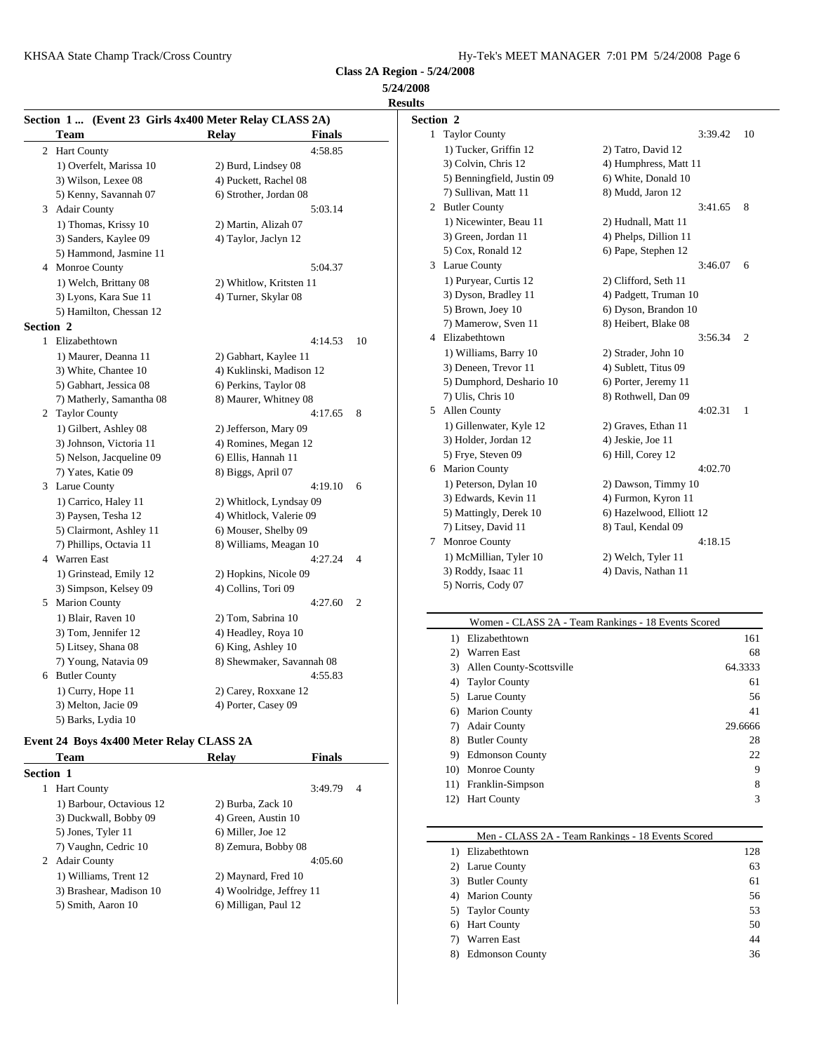**Class 2A Region - 5/24/2008**

**5/24/2008**

**Results**

### Section 1 ... (Event 23 Girls 4x400 Meter Relay CLASS 2A)

| | Team | Relay | Finals | |
|---|---|---|---|---|
| 2 | Hart County | | 4:58.85 | |
| | 1) Overfelt, Marissa 10 | 2) Burd, Lindsey 08 | | |
| | 3) Wilson, Lexee 08 | 4) Puckett, Rachel 08 | | |
| | 5) Kenny, Savannah 07 | 6) Strother, Jordan 08 | | |
| 3 | Adair County | | 5:03.14 | |
| | 1) Thomas, Krissy 10 | 2) Martin, Alizah 07 | | |
| | 3) Sanders, Kaylee 09 | 4) Taylor, Jaclyn 12 | | |
| | 5) Hammond, Jasmine 11 | | | |
| 4 | Monroe County | | 5:04.37 | |
| | 1) Welch, Brittany 08 | 2) Whitlow, Kritsten 11 | | |
| | 3) Lyons, Kara Sue 11 | 4) Turner, Skylar 08 | | |
| | 5) Hamilton, Chessan 12 | | | |
| **Section 2** | | | | |
| 1 | Elizabethtown | | 4:14.53 | 10 |
| | 1) Maurer, Deanna 11 | 2) Gabhart, Kaylee 11 | | |
| | 3) White, Chantee 10 | 4) Kuklinski, Madison 12 | | |
| | 5) Gabhart, Jessica 08 | 6) Perkins, Taylor 08 | | |
| | 7) Matherly, Samantha 08 | 8) Maurer, Whitney 08 | | |
| 2 | Taylor County | | 4:17.65 | 8 |
| | 1) Gilbert, Ashley 08 | 2) Jefferson, Mary 09 | | |
| | 3) Johnson, Victoria 11 | 4) Romines, Megan 12 | | |
| | 5) Nelson, Jacqueline 09 | 6) Ellis, Hannah 11 | | |
| | 7) Yates, Katie 09 | 8) Biggs, April 07 | | |
| 3 | Larue County | | 4:19.10 | 6 |
| | 1) Carrico, Haley 11 | 2) Whitlock, Lyndsay 09 | | |
| | 3) Paysen, Tesha 12 | 4) Whitlock, Valerie 09 | | |
| | 5) Clairmont, Ashley 11 | 6) Mouser, Shelby 09 | | |
| | 7) Phillips, Octavia 11 | 8) Williams, Meagan 10 | | |
| 4 | Warren East | | 4:27.24 | 4 |
| | 1) Grinstead, Emily 12 | 2) Hopkins, Nicole 09 | | |
| | 3) Simpson, Kelsey 09 | 4) Collins, Tori 09 | | |
| 5 | Marion County | | 4:27.60 | 2 |
| | 1) Blair, Raven 10 | 2) Tom, Sabrina 10 | | |
| | 3) Tom, Jennifer 12 | 4) Headley, Roya 10 | | |
| | 5) Litsey, Shana 08 | 6) King, Ashley 10 | | |
| | 7) Young, Natavia 09 | 8) Shewmaker, Savannah 08 | | |
| 6 | Butler County | | 4:55.83 | |
| | 1) Curry, Hope 11 | 2) Carey, Roxxane 12 | | |
| | 3) Melton, Jacie 09 | 4) Porter, Casey 09 | | |
| | 5) Barks, Lydia 10 | | | |

### Event 24 Boys 4x400 Meter Relay CLASS 2A

| | Team | Relay | Finals | |
|---|---|---|---|---|
| **Section 1** | | | | |
| 1 | Hart County | | 3:49.79 | 4 |
| | 1) Barbour, Octavious 12 | 2) Burba, Zack 10 | | |
| | 3) Duckwall, Bobby 09 | 4) Green, Austin 10 | | |
| | 5) Jones, Tyler 11 | 6) Miller, Joe 12 | | |
| | 7) Vaughn, Cedric 10 | 8) Zemura, Bobby 08 | | |
| 2 | Adair County | | 4:05.60 | |
| | 1) Williams, Trent 12 | 2) Maynard, Fred 10 | | |
| | 3) Brashear, Madison 10 | 4) Woolridge, Jeffrey 11 | | |
| | 5) Smith, Aaron 10 | 6) Milligan, Paul 12 | | |
| **Section 2** | | | | |
| 1 | Taylor County | | 3:39.42 | 10 |
| | 1) Tucker, Griffin 12 | 2) Tatro, David 12 | | |
| | 3) Colvin, Chris 12 | 4) Humphress, Matt 11 | | |
| | 5) Benningfield, Justin 09 | 6) White, Donald 10 | | |
| | 7) Sullivan, Matt 11 | 8) Mudd, Jaron 12 | | |
| 2 | Butler County | | 3:41.65 | 8 |
| | 1) Nicewinter, Beau 11 | 2) Hudnall, Matt 11 | | |
| | 3) Green, Jordan 11 | 4) Phelps, Dillion 11 | | |
| | 5) Cox, Ronald 12 | 6) Pape, Stephen 12 | | |
| 3 | Larue County | | 3:46.07 | 6 |
| | 1) Puryear, Curtis 12 | 2) Clifford, Seth 11 | | |
| | 3) Dyson, Bradley 11 | 4) Padgett, Truman 10 | | |
| | 5) Brown, Joey 10 | 6) Dyson, Brandon 10 | | |
| | 7) Mamerow, Sven 11 | 8) Heibert, Blake 08 | | |
| 4 | Elizabethtown | | 3:56.34 | 2 |
| | 1) Williams, Barry 10 | 2) Strader, John 10 | | |
| | 3) Deneen, Trevor 11 | 4) Sublett, Titus 09 | | |
| | 5) Dumphord, Deshario 10 | 6) Porter, Jeremy 11 | | |
| | 7) Ulis, Chris 10 | 8) Rothwell, Dan 09 | | |
| 5 | Allen County | | 4:02.31 | 1 |
| | 1) Gillenwater, Kyle 12 | 2) Graves, Ethan 11 | | |
| | 3) Holder, Jordan 12 | 4) Jeskie, Joe 11 | | |
| | 5) Frye, Steven 09 | 6) Hill, Corey 12 | | |
| 6 | Marion County | | 4:02.70 | |
| | 1) Peterson, Dylan 10 | 2) Dawson, Timmy 10 | | |
| | 3) Edwards, Kevin 11 | 4) Furmon, Kyron 11 | | |
| | 5) Mattingly, Derek 10 | 6) Hazelwood, Elliott 12 | | |
| | 7) Litsey, David 11 | 8) Taul, Kendal 09 | | |
| 7 | Monroe County | | 4:18.15 | |
| | 1) McMillian, Tyler 10 | 2) Welch, Tyler 11 | | |
| | 3) Roddy, Isaac 11 | 4) Davis, Nathan 11 | | |
| | 5) Norris, Cody 07 | | | |

### Women - CLASS 2A - Team Rankings - 18 Events Scored

| Rank | Team | Points |
|---|---|---|
| 1) | Elizabethtown | 161 |
| 2) | Warren East | 68 |
| 3) | Allen County-Scottsville | 64.3333 |
| 4) | Taylor County | 61 |
| 5) | Larue County | 56 |
| 6) | Marion County | 41 |
| 7) | Adair County | 29.6666 |
| 8) | Butler County | 28 |
| 9) | Edmonson County | 22 |
| 10) | Monroe County | 9 |
| 11) | Franklin-Simpson | 8 |
| 12) | Hart County | 3 |

### Men - CLASS 2A - Team Rankings - 18 Events Scored

| Rank | Team | Points |
|---|---|---|
| 1) | Elizabethtown | 128 |
| 2) | Larue County | 63 |
| 3) | Butler County | 61 |
| 4) | Marion County | 56 |
| 5) | Taylor County | 53 |
| 6) | Hart County | 50 |
| 7) | Warren East | 44 |
| 8) | Edmonson County | 36 |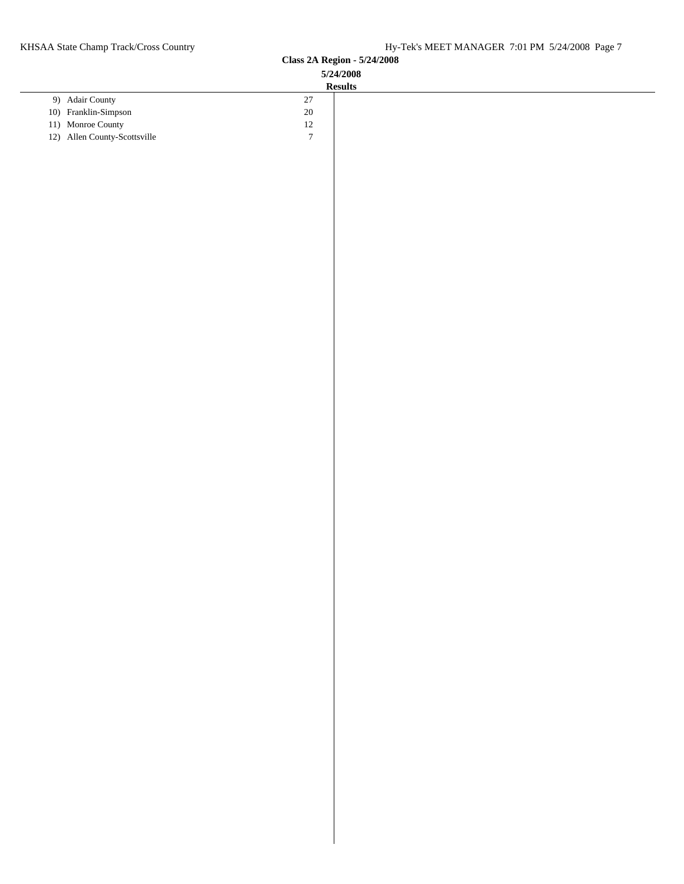## Class 2A Region - 5/24/2008

### 5/24/2008

### Results

| | | |
|---|---|---|
| 9) | Adair County | 27 |
| 10) | Franklin-Simpson | 20 |
| 11) | Monroe County | 12 |
| 12) | Allen County-Scottsville | 7 |